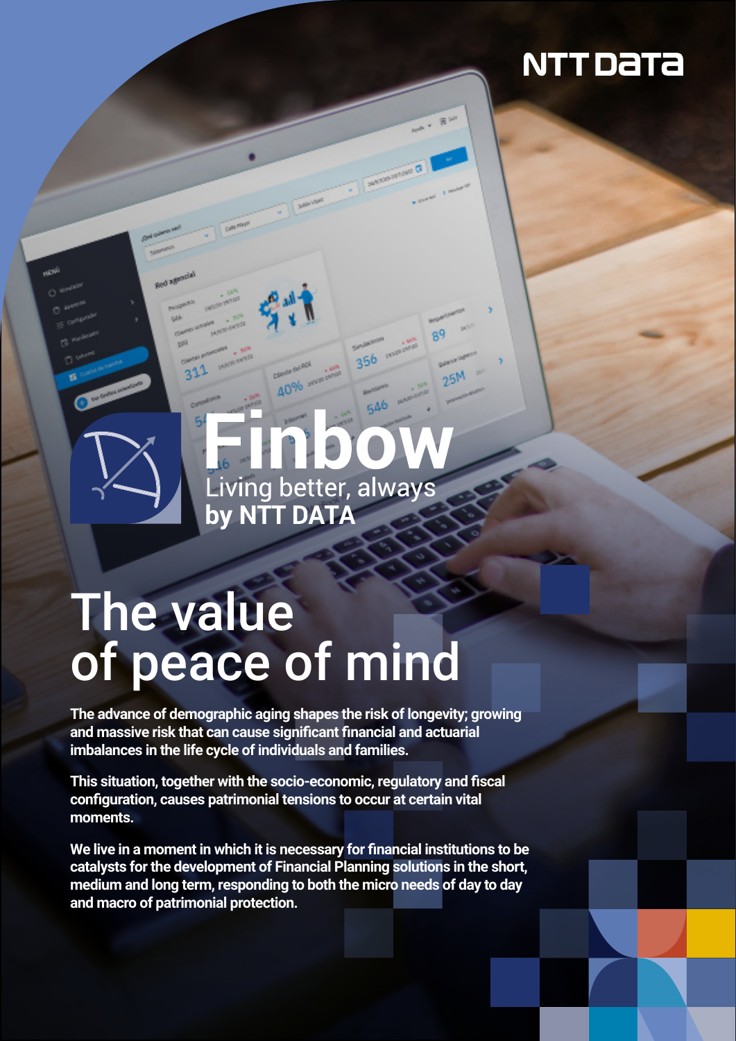NTT DATA

# Finbow

Living better, always
**by NTT DATA**

# The value of peace of mind

**The advance of demographic aging shapes the risk of longevity; growing and massive risk that can cause significant financial and actuarial imbalances in the life cycle of individuals and families.**

**This situation, together with the socio-economic, regulatory and fiscal configuration, causes patrimonial tensions to occur at certain vital moments.**

**We live in a moment in which it is necessary for financial institutions to be catalysts for the development of Financial Planning solutions in the short, medium and long term, responding to both the micro needs of day to day and macro of patrimonial protection.**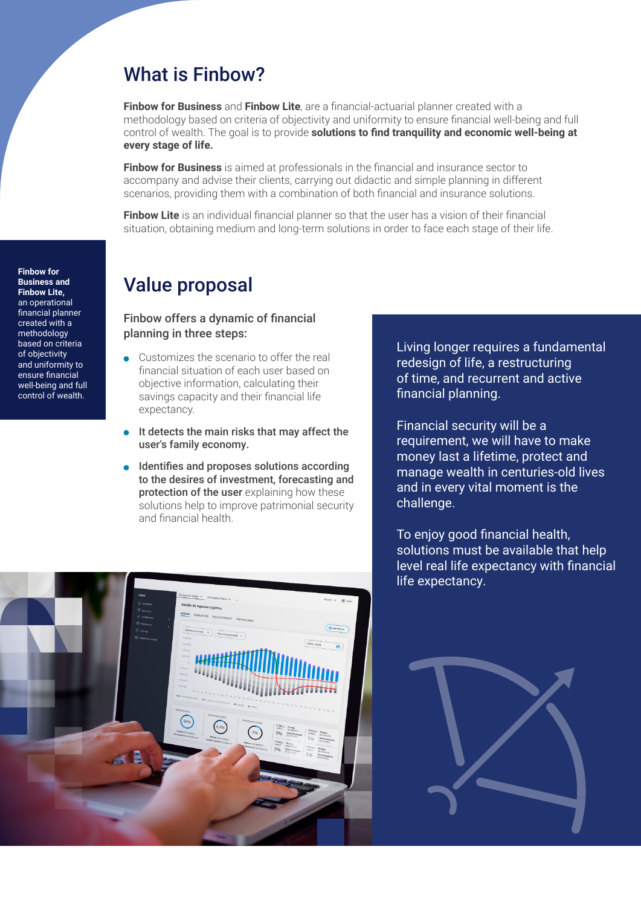## What is Finbow?

**Finbow for Business** and **Finbow Lite**, are a financial-actuarial planner created with a methodology based on criteria of objectivity and uniformity to ensure financial well-being and full control of wealth. The goal is to provide **solutions to find tranquility and economic well-being at every stage of life.**

**Finbow for Business** is aimed at professionals in the financial and insurance sector to accompany and advise their clients, carrying out didactic and simple planning in different scenarios, providing them with a combination of both financial and insurance solutions.

**Finbow Lite** is an individual financial planner so that the user has a vision of their financial situation, obtaining medium and long-term solutions in order to face each stage of their life.

**Finbow for Business and Finbow Lite,** an operational financial planner created with a methodology based on criteria of objectivity and uniformity to ensure financial well-being and full control of wealth.

## Value proposal

### Finbow offers a dynamic of financial planning in three steps:

- Customizes the scenario to offer the real financial situation of each user based on objective information, calculating their savings capacity and their financial life expectancy.
- **It detects the main risks that may affect the user's family economy.**
- **Identifies and proposes solutions according to the desires of investment, forecasting and protection of the user** explaining how these solutions help to improve patrimonial security and financial health.

Living longer requires a fundamental redesign of life, a restructuring of time, and recurrent and active financial planning.

Financial security will be a requirement, we will have to make money last a lifetime, protect and manage wealth in centuries-old lives and in every vital moment is the challenge.

To enjoy good financial health, solutions must be available that help level real life expectancy with financial life expectancy.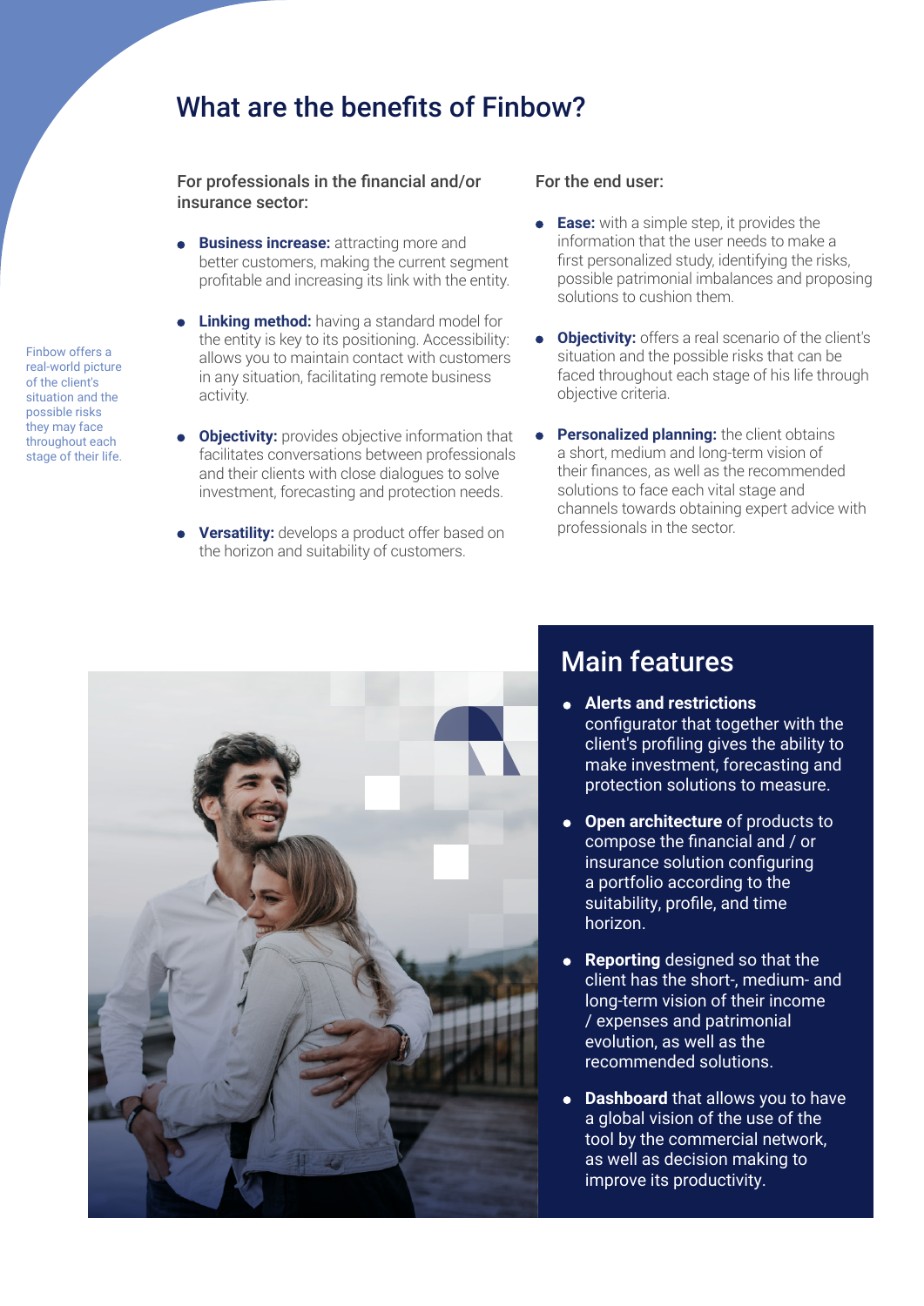## What are the benefits of Finbow?

Finbow offers a real-world picture of the client's situation and the possible risks they may face throughout each stage of their life.

### For professionals in the financial and/or insurance sector:

- **Business increase:** attracting more and better customers, making the current segment profitable and increasing its link with the entity.
- **Linking method:** having a standard model for the entity is key to its positioning. Accessibility: allows you to maintain contact with customers in any situation, facilitating remote business activity.
- **Objectivity:** provides objective information that facilitates conversations between professionals and their clients with close dialogues to solve investment, forecasting and protection needs.
- **Versatility:** develops a product offer based on the horizon and suitability of customers.

### For the end user:

- **Ease:** with a simple step, it provides the information that the user needs to make a first personalized study, identifying the risks, possible patrimonial imbalances and proposing solutions to cushion them.
- **Objectivity:** offers a real scenario of the client's situation and the possible risks that can be faced throughout each stage of his life through objective criteria.
- **Personalized planning:** the client obtains a short, medium and long-term vision of their finances, as well as the recommended solutions to face each vital stage and channels towards obtaining expert advice with professionals in the sector.

## Main features

- **Alerts and restrictions** configurator that together with the client's profiling gives the ability to make investment, forecasting and protection solutions to measure.
- **Open architecture** of products to compose the financial and / or insurance solution configuring a portfolio according to the suitability, profile, and time horizon.
- **Reporting** designed so that the client has the short-, medium- and long-term vision of their income / expenses and patrimonial evolution, as well as the recommended solutions.
- **Dashboard** that allows you to have a global vision of the use of the tool by the commercial network, as well as decision making to improve its productivity.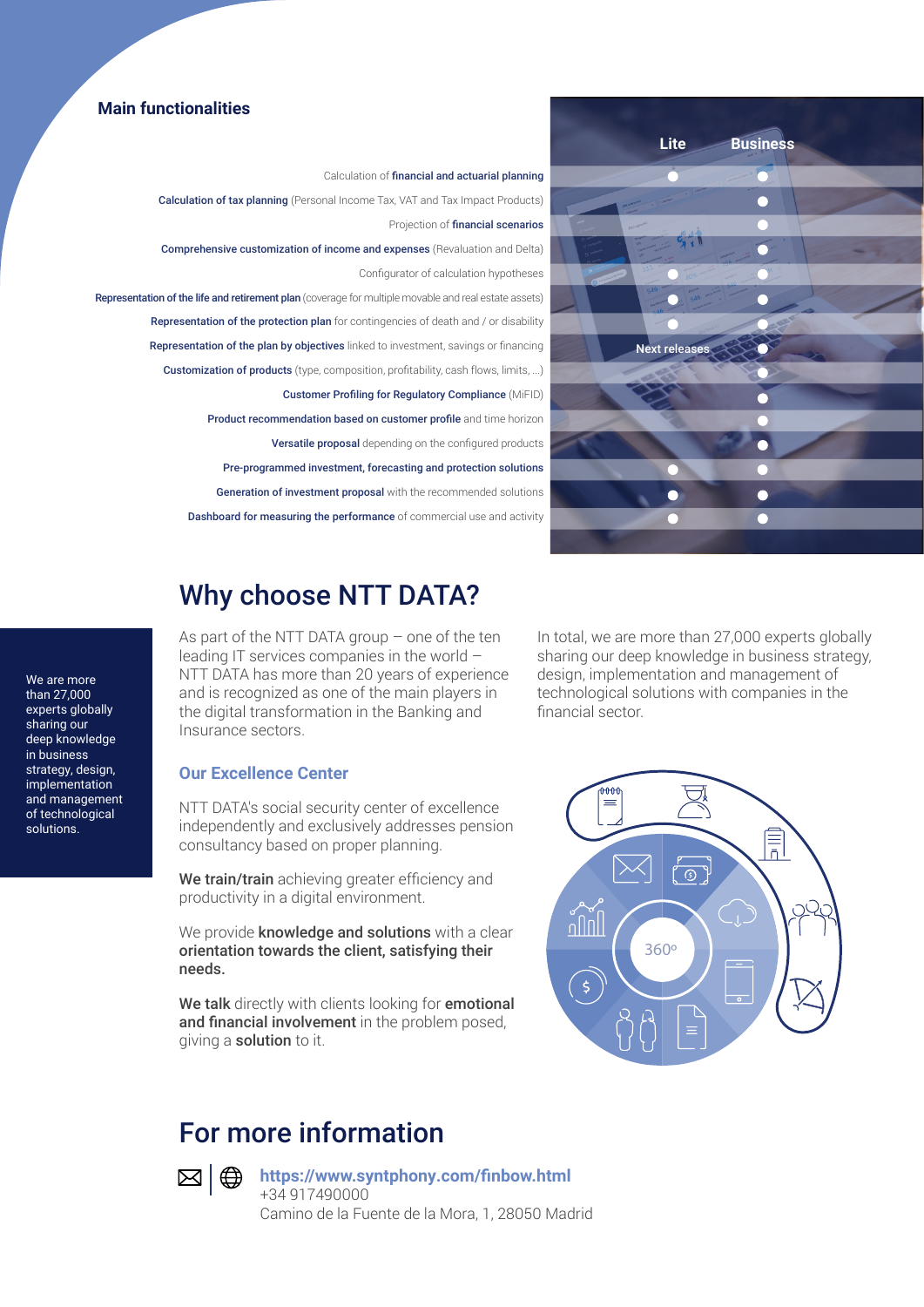## Main functionalities

| Functionality | Lite | Business |
|---|---|---|
| Calculation of **financial and actuarial planning** | ● | ● |
| **Calculation of tax planning** (Personal Income Tax, VAT and Tax Impact Products) | | ● |
| Projection of **financial scenarios** | | ● |
| **Comprehensive customization of income and expenses** (Revaluation and Delta) | | ● |
| Configurator of calculation hypotheses | ● | ● |
| **Representation of the life and retirement plan** (coverage for multiple movable and real estate assets) | ● | ● |
| **Representation of the protection plan** for contingencies of death and / or disability | ● | ● |
| **Representation of the plan by objectives** linked to investment, savings or financing | Next releases | ● |
| **Customization of products** (type, composition, profitability, cash flows, limits, ...) | | ● |
| **Customer Profiling for Regulatory Compliance** (MiFID) | | ● |
| **Product recommendation based on customer profile** and time horizon | | ● |
| **Versatile proposal** depending on the configured products | | ● |
| **Pre-programmed investment, forecasting and protection solutions** | ● | ● |
| **Generation of investment proposal** with the recommended solutions | ● | ● |
| **Dashboard for measuring the performance** of commercial use and activity | ● | ● |

# Why choose NTT DATA?

We are more than 27,000 experts globally sharing our deep knowledge in business strategy, design, implementation and management of technological solutions.

As part of the NTT DATA group – one of the ten leading IT services companies in the world – NTT DATA has more than 20 years of experience and is recognized as one of the main players in the digital transformation in the Banking and Insurance sectors.

In total, we are more than 27,000 experts globally sharing our deep knowledge in business strategy, design, implementation and management of technological solutions with companies in the financial sector.

## Our Excellence Center

NTT DATA's social security center of excellence independently and exclusively addresses pension consultancy based on proper planning.

**We train/train** achieving greater efficiency and productivity in a digital environment.

We provide **knowledge and solutions** with a clear **orientation towards the client, satisfying their needs.**

**We talk** directly with clients looking for **emotional and financial involvement** in the problem posed, giving a **solution** to it.

360º

# For more information

**https://www.syntphony.com/finbow.html**
+34 917490000
Camino de la Fuente de la Mora, 1, 28050 Madrid